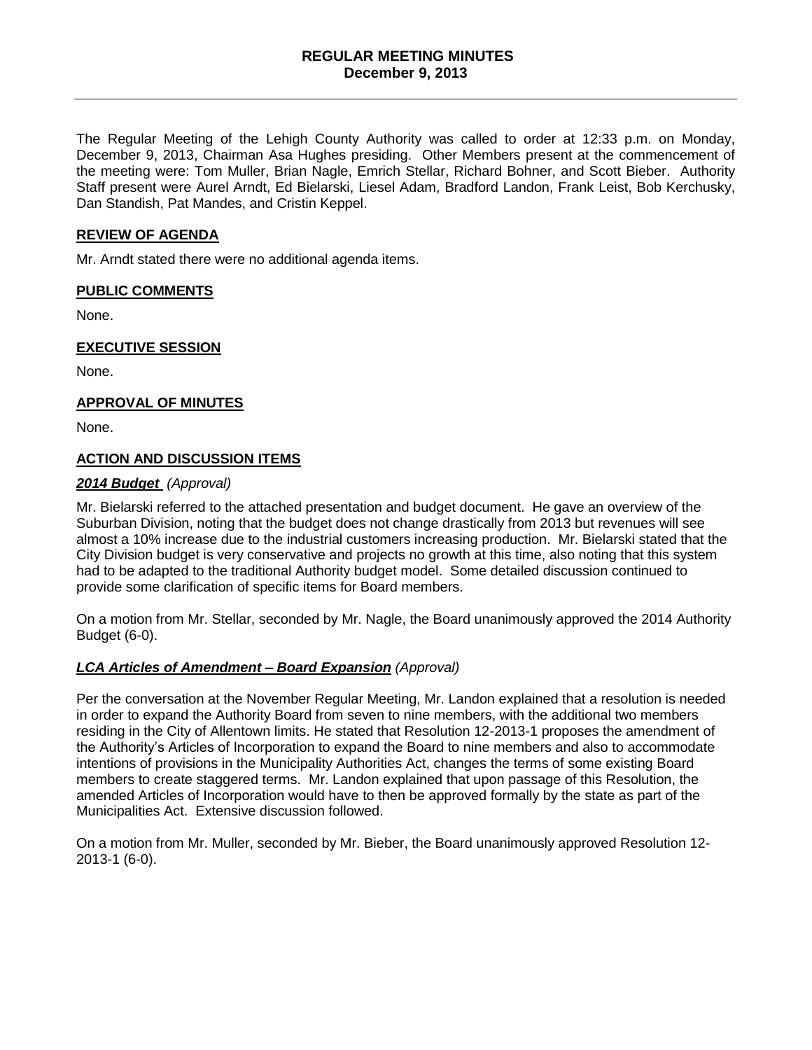# REGULAR MEETING MINUTES
## December 9, 2013

The Regular Meeting of the Lehigh County Authority was called to order at 12:33 p.m. on Monday, December 9, 2013, Chairman Asa Hughes presiding. Other Members present at the commencement of the meeting were: Tom Muller, Brian Nagle, Emrich Stellar, Richard Bohner, and Scott Bieber. Authority Staff present were Aurel Arndt, Ed Bielarski, Liesel Adam, Bradford Landon, Frank Leist, Bob Kerchusky, Dan Standish, Pat Mandes, and Cristin Keppel.

### REVIEW OF AGENDA

Mr. Arndt stated there were no additional agenda items.

### PUBLIC COMMENTS

None.

### EXECUTIVE SESSION

None.

### APPROVAL OF MINUTES

None.

### ACTION AND DISCUSSION ITEMS

***2014 Budget*** *(Approval)*

Mr. Bielarski referred to the attached presentation and budget document. He gave an overview of the Suburban Division, noting that the budget does not change drastically from 2013 but revenues will see almost a 10% increase due to the industrial customers increasing production. Mr. Bielarski stated that the City Division budget is very conservative and projects no growth at this time, also noting that this system had to be adapted to the traditional Authority budget model. Some detailed discussion continued to provide some clarification of specific items for Board members.

On a motion from Mr. Stellar, seconded by Mr. Nagle, the Board unanimously approved the 2014 Authority Budget (6-0).

***LCA Articles of Amendment – Board Expansion*** *(Approval)*

Per the conversation at the November Regular Meeting, Mr. Landon explained that a resolution is needed in order to expand the Authority Board from seven to nine members, with the additional two members residing in the City of Allentown limits. He stated that Resolution 12-2013-1 proposes the amendment of the Authority's Articles of Incorporation to expand the Board to nine members and also to accommodate intentions of provisions in the Municipality Authorities Act, changes the terms of some existing Board members to create staggered terms. Mr. Landon explained that upon passage of this Resolution, the amended Articles of Incorporation would have to then be approved formally by the state as part of the Municipalities Act. Extensive discussion followed.

On a motion from Mr. Muller, seconded by Mr. Bieber, the Board unanimously approved Resolution 12-2013-1 (6-0).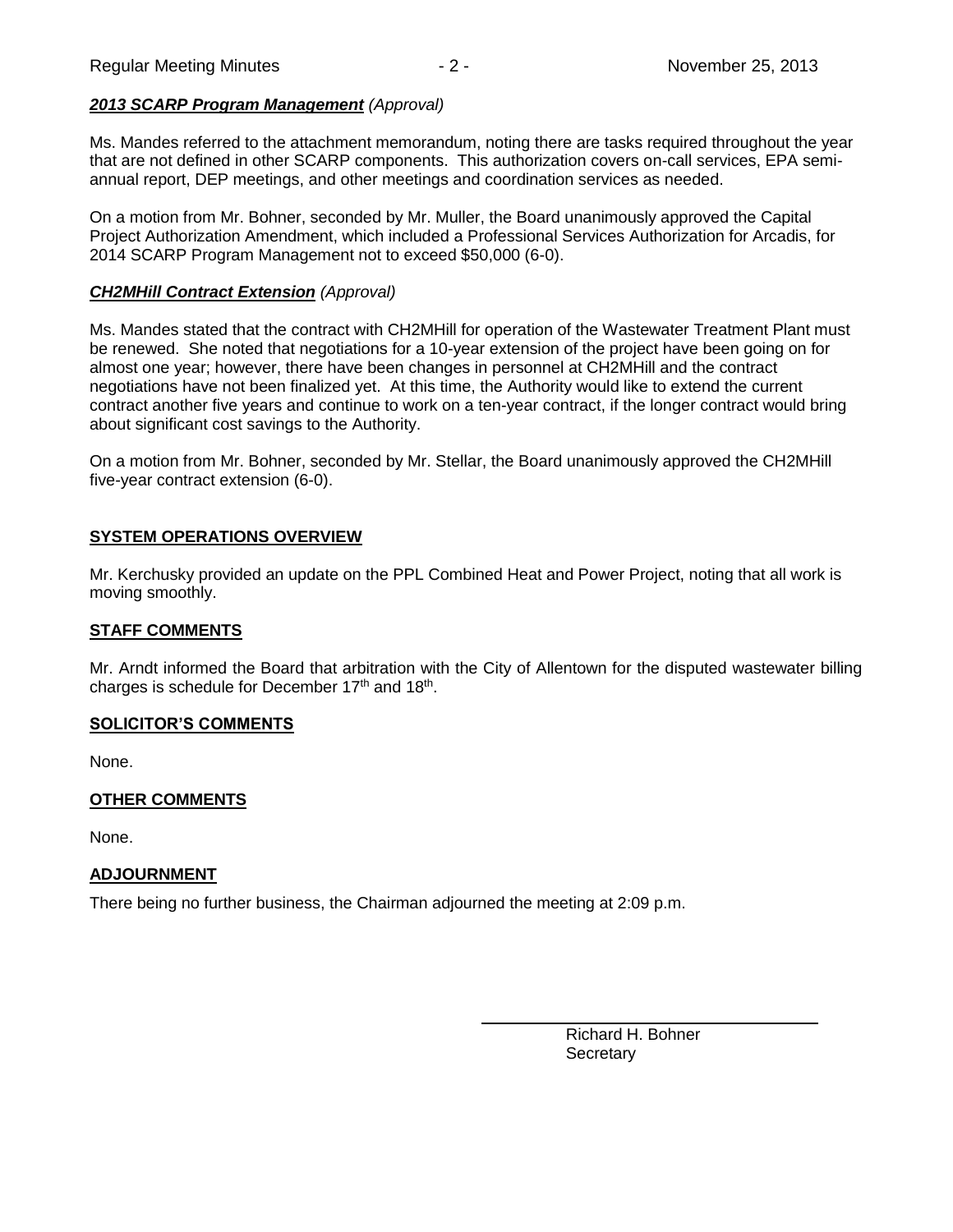***2013 SCARP Program Management*** *(Approval)*

Ms. Mandes referred to the attachment memorandum, noting there are tasks required throughout the year that are not defined in other SCARP components. This authorization covers on-call services, EPA semi-annual report, DEP meetings, and other meetings and coordination services as needed.

On a motion from Mr. Bohner, seconded by Mr. Muller, the Board unanimously approved the Capital Project Authorization Amendment, which included a Professional Services Authorization for Arcadis, for 2014 SCARP Program Management not to exceed $50,000 (6-0).

***CH2MHill Contract Extension*** *(Approval)*

Ms. Mandes stated that the contract with CH2MHill for operation of the Wastewater Treatment Plant must be renewed. She noted that negotiations for a 10-year extension of the project have been going on for almost one year; however, there have been changes in personnel at CH2MHill and the contract negotiations have not been finalized yet. At this time, the Authority would like to extend the current contract another five years and continue to work on a ten-year contract, if the longer contract would bring about significant cost savings to the Authority.

On a motion from Mr. Bohner, seconded by Mr. Stellar, the Board unanimously approved the CH2MHill five-year contract extension (6-0).

## **SYSTEM OPERATIONS OVERVIEW**

Mr. Kerchusky provided an update on the PPL Combined Heat and Power Project, noting that all work is moving smoothly.

## **STAFF COMMENTS**

Mr. Arndt informed the Board that arbitration with the City of Allentown for the disputed wastewater billing charges is schedule for December 17th and 18th.

## **SOLICITOR'S COMMENTS**

None.

## **OTHER COMMENTS**

None.

## **ADJOURNMENT**

There being no further business, the Chairman adjourned the meeting at 2:09 p.m.

Richard H. Bohner
Secretary